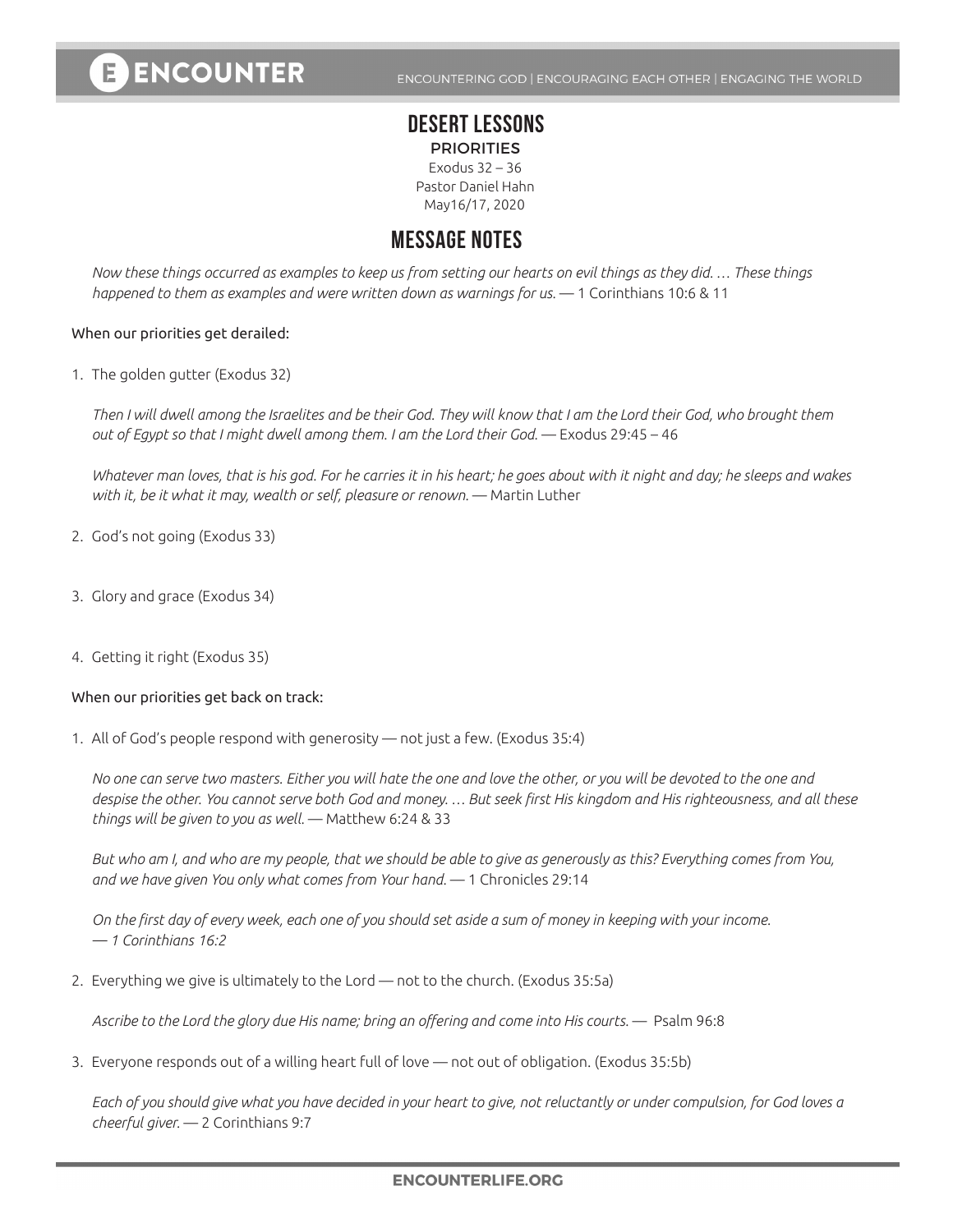# DESERT LESSONS

## PRIORITIES

Exodus 32 – 36
Pastor Daniel Hahn
May16/17, 2020

## MESSAGE NOTES

*Now these things occurred as examples to keep us from setting our hearts on evil things as they did. … These things happened to them as examples and were written down as warnings for us.* — 1 Corinthians 10:6 & 11

When our priorities get derailed:

1. The golden gutter (Exodus 32)

   *Then I will dwell among the Israelites and be their God. They will know that I am the Lord their God, who brought them out of Egypt so that I might dwell among them. I am the Lord their God.* — Exodus 29:45 – 46

   *Whatever man loves, that is his god. For he carries it in his heart; he goes about with it night and day; he sleeps and wakes with it, be it what it may, wealth or self, pleasure or renown.* — Martin Luther

2. God's not going (Exodus 33)

3. Glory and grace (Exodus 34)

4. Getting it right (Exodus 35)

When our priorities get back on track:

1. All of God's people respond with generosity — not just a few. (Exodus 35:4)

   *No one can serve two masters. Either you will hate the one and love the other, or you will be devoted to the one and despise the other. You cannot serve both God and money. … But seek first His kingdom and His righteousness, and all these things will be given to you as well.* — Matthew 6:24 & 33

   *But who am I, and who are my people, that we should be able to give as generously as this? Everything comes from You, and we have given You only what comes from Your hand.* — 1 Chronicles 29:14

   *On the first day of every week, each one of you should set aside a sum of money in keeping with your income. — 1 Corinthians 16:2*

2. Everything we give is ultimately to the Lord — not to the church. (Exodus 35:5a)

   *Ascribe to the Lord the glory due His name; bring an offering and come into His courts.* — Psalm 96:8

3. Everyone responds out of a willing heart full of love — not out of obligation. (Exodus 35:5b)

   *Each of you should give what you have decided in your heart to give, not reluctantly or under compulsion, for God loves a cheerful giver.* — 2 Corinthians 9:7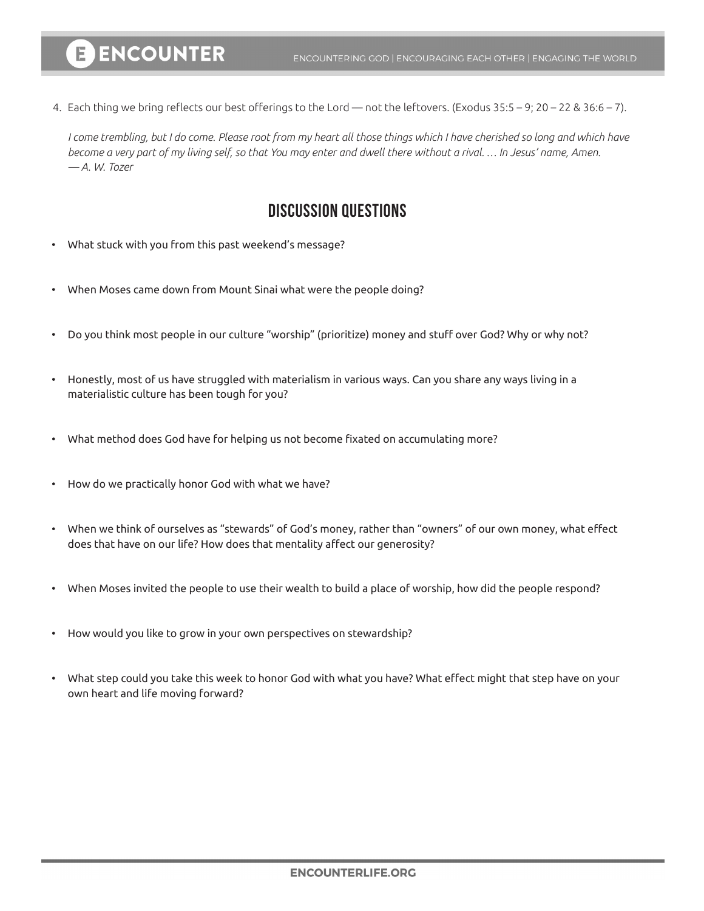4. Each thing we bring reflects our best offerings to the Lord — not the leftovers. (Exodus 35:5 – 9; 20 – 22 & 36:6 – 7).

*I come trembling, but I do come. Please root from my heart all those things which I have cherished so long and which have become a very part of my living self, so that You may enter and dwell there without a rival. … In Jesus' name, Amen.*
*— A. W. Tozer*

## DISCUSSION QUESTIONS

- What stuck with you from this past weekend's message?
- When Moses came down from Mount Sinai what were the people doing?
- Do you think most people in our culture "worship" (prioritize) money and stuff over God? Why or why not?
- Honestly, most of us have struggled with materialism in various ways. Can you share any ways living in a materialistic culture has been tough for you?
- What method does God have for helping us not become fixated on accumulating more?
- How do we practically honor God with what we have?
- When we think of ourselves as "stewards" of God's money, rather than "owners" of our own money, what effect does that have on our life? How does that mentality affect our generosity?
- When Moses invited the people to use their wealth to build a place of worship, how did the people respond?
- How would you like to grow in your own perspectives on stewardship?
- What step could you take this week to honor God with what you have? What effect might that step have on your own heart and life moving forward?